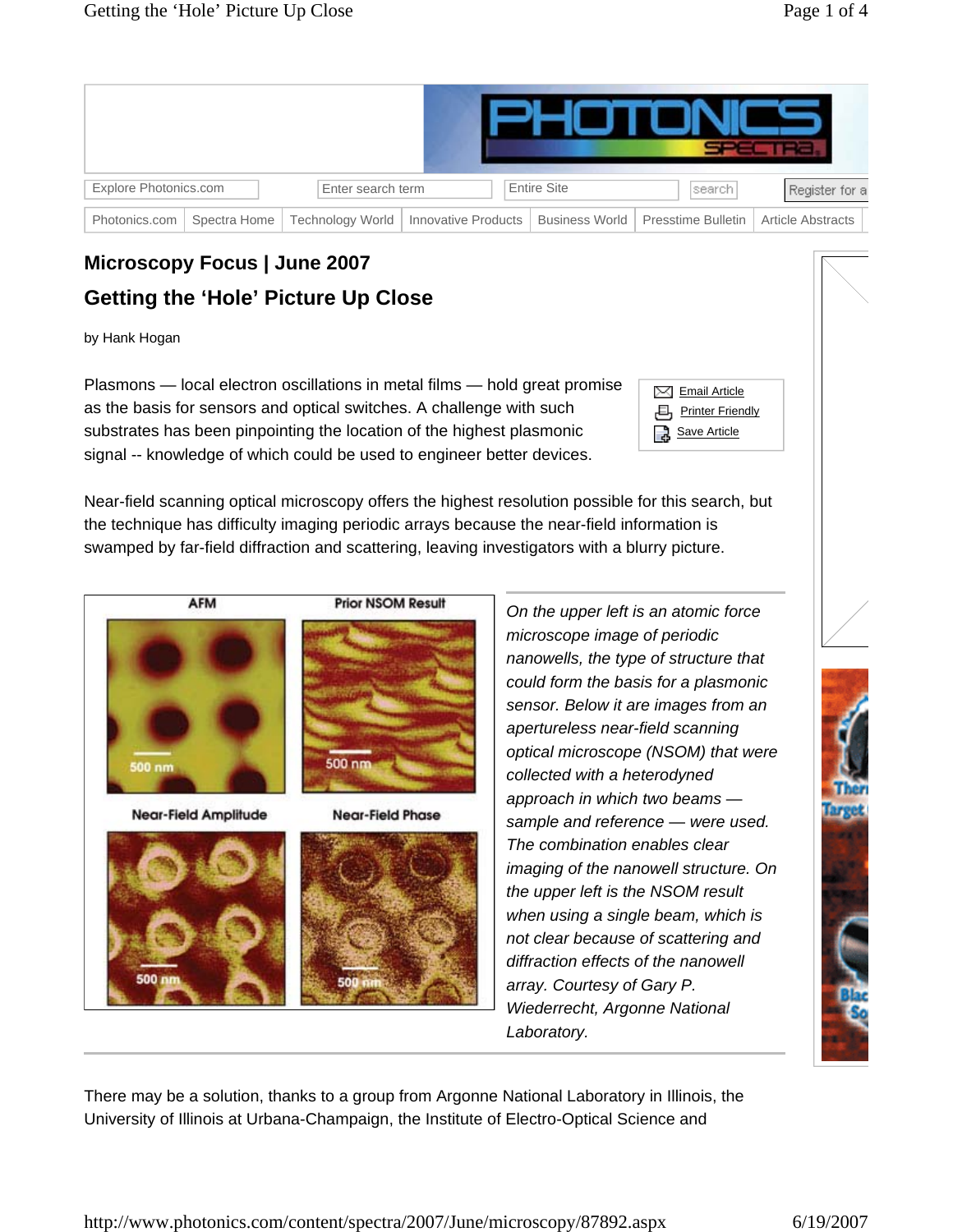## Microscopy Focus | June 2007

# Getting the 'Hole' Picture Up Close

by Hank Hogan

Plasmons — local electron oscillations in metal films — hold great promise as the basis for sensors and optical switches. A challenge with such substrates has been pinpointing the location of the highest plasmonic signal -- knowledge of which could be used to engineer better devices.

Near-field scanning optical microscopy offers the highest resolution possible for this search, but the technique has difficulty imaging periodic arrays because the near-field information is swamped by far-field diffraction and scattering, leaving investigators with a blurry picture.

*On the upper left is an atomic force microscope image of periodic nanowells, the type of structure that could form the basis for a plasmonic sensor. Below it are images from an apertureless near-field scanning optical microscope (NSOM) that were collected with a heterodyned approach in which two beams — sample and reference — were used. The combination enables clear imaging of the nanowell structure. On the upper left is the NSOM result when using a single beam, which is not clear because of scattering and diffraction effects of the nanowell array. Courtesy of Gary P. Wiederrecht, Argonne National Laboratory.*

There may be a solution, thanks to a group from Argonne National Laboratory in Illinois, the University of Illinois at Urbana-Champaign, the Institute of Electro-Optical Science and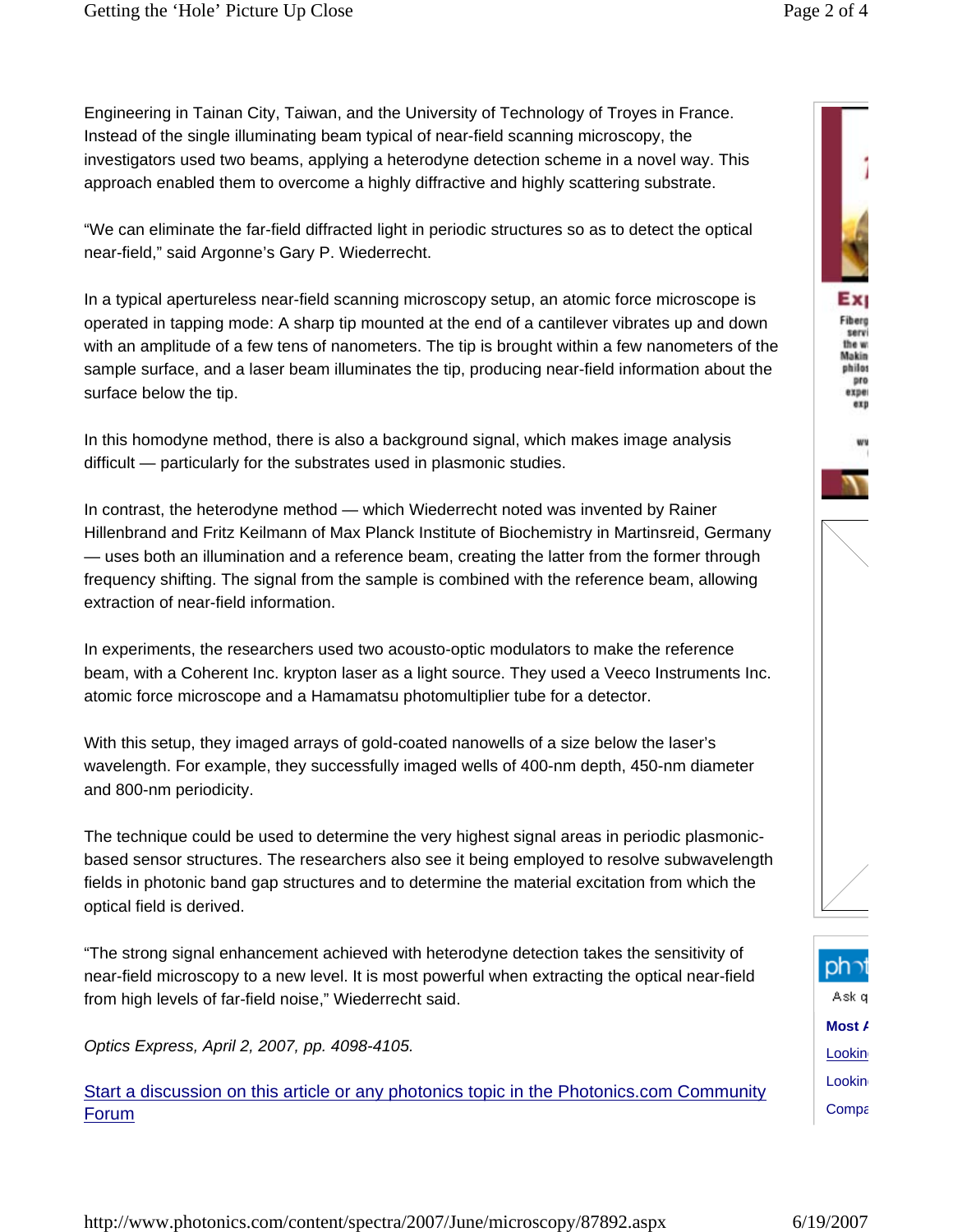Engineering in Tainan City, Taiwan, and the University of Technology of Troyes in France. Instead of the single illuminating beam typical of near-field scanning microscopy, the investigators used two beams, applying a heterodyne detection scheme in a novel way. This approach enabled them to overcome a highly diffractive and highly scattering substrate.

"We can eliminate the far-field diffracted light in periodic structures so as to detect the optical near-field," said Argonne's Gary P. Wiederrecht.

In a typical apertureless near-field scanning microscopy setup, an atomic force microscope is operated in tapping mode: A sharp tip mounted at the end of a cantilever vibrates up and down with an amplitude of a few tens of nanometers. The tip is brought within a few nanometers of the sample surface, and a laser beam illuminates the tip, producing near-field information about the surface below the tip.

In this homodyne method, there is also a background signal, which makes image analysis difficult — particularly for the substrates used in plasmonic studies.

In contrast, the heterodyne method — which Wiederrecht noted was invented by Rainer Hillenbrand and Fritz Keilmann of Max Planck Institute of Biochemistry in Martinsreid, Germany — uses both an illumination and a reference beam, creating the latter from the former through frequency shifting. The signal from the sample is combined with the reference beam, allowing extraction of near-field information.

In experiments, the researchers used two acousto-optic modulators to make the reference beam, with a Coherent Inc. krypton laser as a light source. They used a Veeco Instruments Inc. atomic force microscope and a Hamamatsu photomultiplier tube for a detector.

With this setup, they imaged arrays of gold-coated nanowells of a size below the laser's wavelength. For example, they successfully imaged wells of 400-nm depth, 450-nm diameter and 800-nm periodicity.

The technique could be used to determine the very highest signal areas in periodic plasmonic-based sensor structures. The researchers also see it being employed to resolve subwavelength fields in photonic band gap structures and to determine the material excitation from which the optical field is derived.

"The strong signal enhancement achieved with heterodyne detection takes the sensitivity of near-field microscopy to a new level. It is most powerful when extracting the optical near-field from high levels of far-field noise," Wiederrecht said.

*Optics Express, April 2, 2007, pp. 4098-4105.*

Start a discussion on this article or any photonics topic in the Photonics.com Community Forum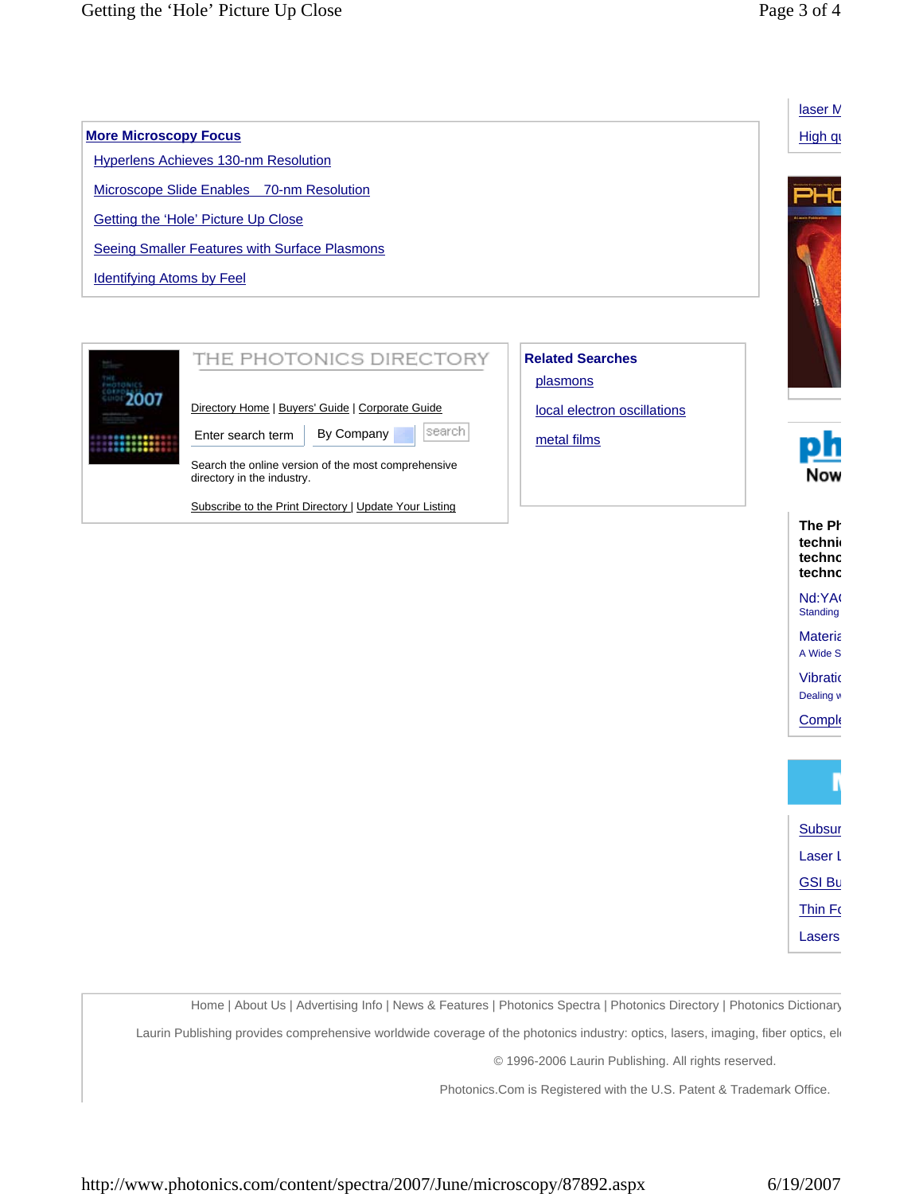**More Microscopy Focus**

- Hyperlens Achieves 130-nm Resolution
- Microscope Slide Enables 70-nm Resolution
- Getting the 'Hole' Picture Up Close
- Seeing Smaller Features with Surface Plasmons
- Identifying Atoms by Feel

THE PHOTONICS DIRECTORY

Directory Home | Buyers' Guide | Corporate Guide

Enter search term | By Company | search

Search the online version of the most comprehensive directory in the industry.

Subscribe to the Print Directory | Update Your Listing

**Related Searches**

- plasmons
- local electron oscillations
- metal films

laser M

High qu

The Pł
techni
techno
techno

Nd:YA(
Standing

Materi
A Wide S

Vibratic
Dealing w

Comple

Subsur

Laser L

GSI Bu

Thin Fc

Lasers

Home | About Us | Advertising Info | News & Features | Photonics Spectra | Photonics Directory | Photonics Dictionary

Laurin Publishing provides comprehensive worldwide coverage of the photonics industry: optics, lasers, imaging, fiber optics, el

© 1996-2006 Laurin Publishing. All rights reserved.

Photonics.Com is Registered with the U.S. Patent & Trademark Office.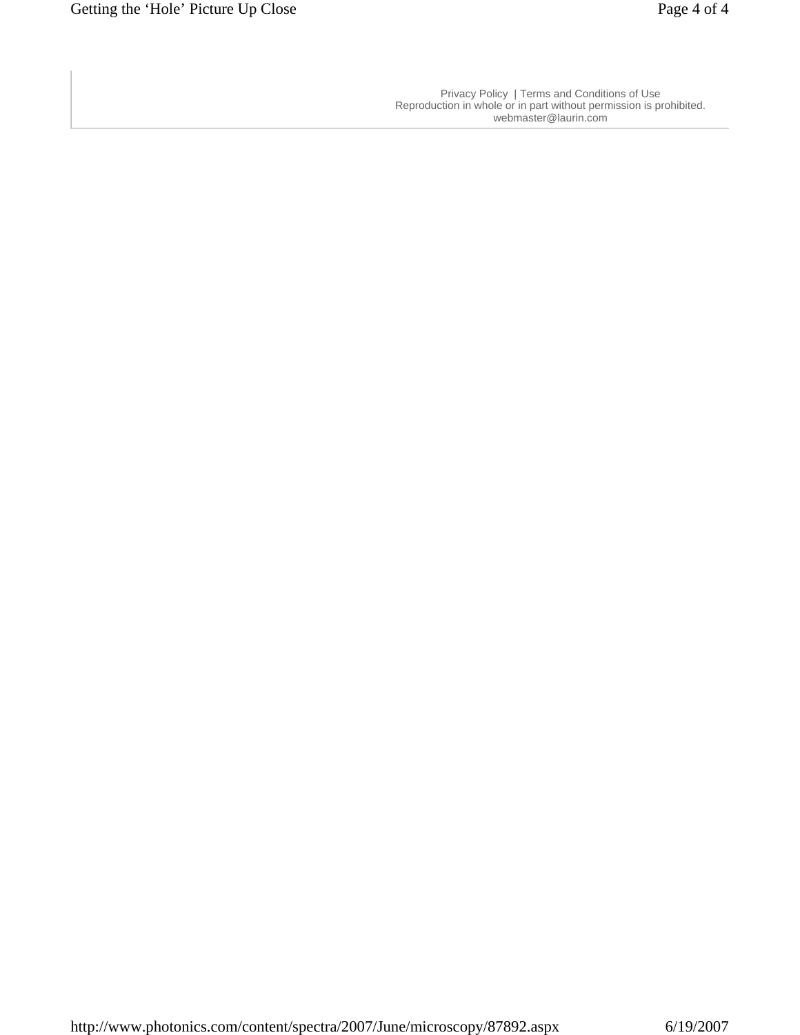Privacy Policy | Terms and Conditions of Use
Reproduction in whole or in part without permission is prohibited.
webmaster@laurin.com